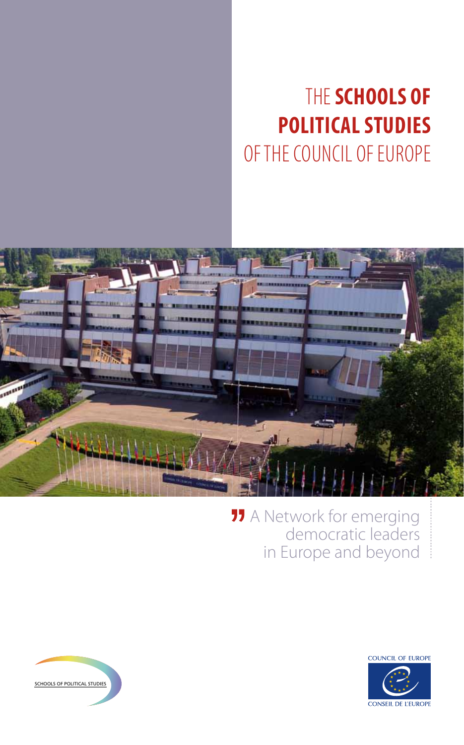# THE **SCHOOLS OF POLITICAL STUDIES** OF THE COUNCIL OF EUROPE

A Network for emerging democratic leaders in Europe and beyond

SCHOOLS OF POLITICAL STUDIES

COUNCIL OF EUROPE

CONSEIL DE L'EUROPE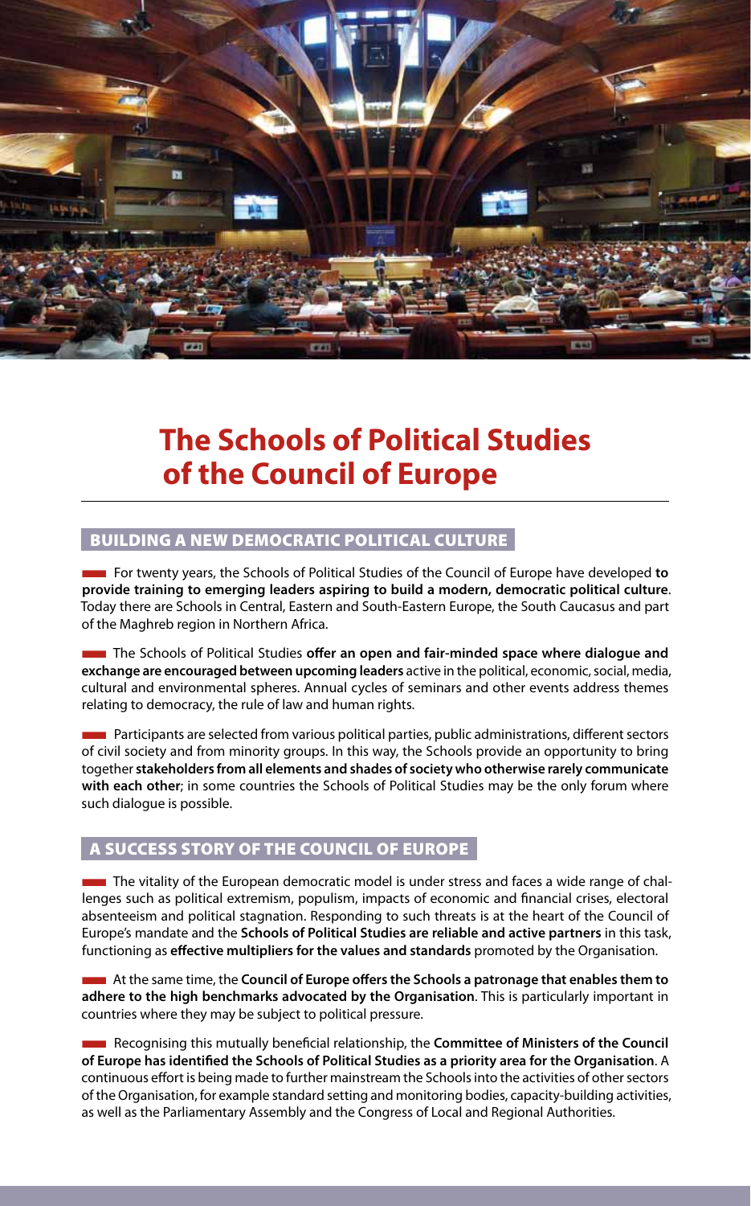# The Schools of Political Studies of the Council of Europe

## BUILDING A NEW DEMOCRATIC POLITICAL CULTURE

For twenty years, the Schools of Political Studies of the Council of Europe have developed **to provide training to emerging leaders aspiring to build a modern, democratic political culture**. Today there are Schools in Central, Eastern and South-Eastern Europe, the South Caucasus and part of the Maghreb region in Northern Africa.

The Schools of Political Studies **offer an open and fair-minded space where dialogue and exchange are encouraged between upcoming leaders** active in the political, economic, social, media, cultural and environmental spheres. Annual cycles of seminars and other events address themes relating to democracy, the rule of law and human rights.

Participants are selected from various political parties, public administrations, different sectors of civil society and from minority groups. In this way, the Schools provide an opportunity to bring together **stakeholders from all elements and shades of society who otherwise rarely communicate with each other**; in some countries the Schools of Political Studies may be the only forum where such dialogue is possible.

## A SUCCESS STORY OF THE COUNCIL OF EUROPE

The vitality of the European democratic model is under stress and faces a wide range of challenges such as political extremism, populism, impacts of economic and financial crises, electoral absenteeism and political stagnation. Responding to such threats is at the heart of the Council of Europe's mandate and the **Schools of Political Studies are reliable and active partners** in this task, functioning as **effective multipliers for the values and standards** promoted by the Organisation.

At the same time, the **Council of Europe offers the Schools a patronage that enables them to adhere to the high benchmarks advocated by the Organisation**. This is particularly important in countries where they may be subject to political pressure.

Recognising this mutually beneficial relationship, the **Committee of Ministers of the Council of Europe has identified the Schools of Political Studies as a priority area for the Organisation**. A continuous effort is being made to further mainstream the Schools into the activities of other sectors of the Organisation, for example standard setting and monitoring bodies, capacity-building activities, as well as the Parliamentary Assembly and the Congress of Local and Regional Authorities.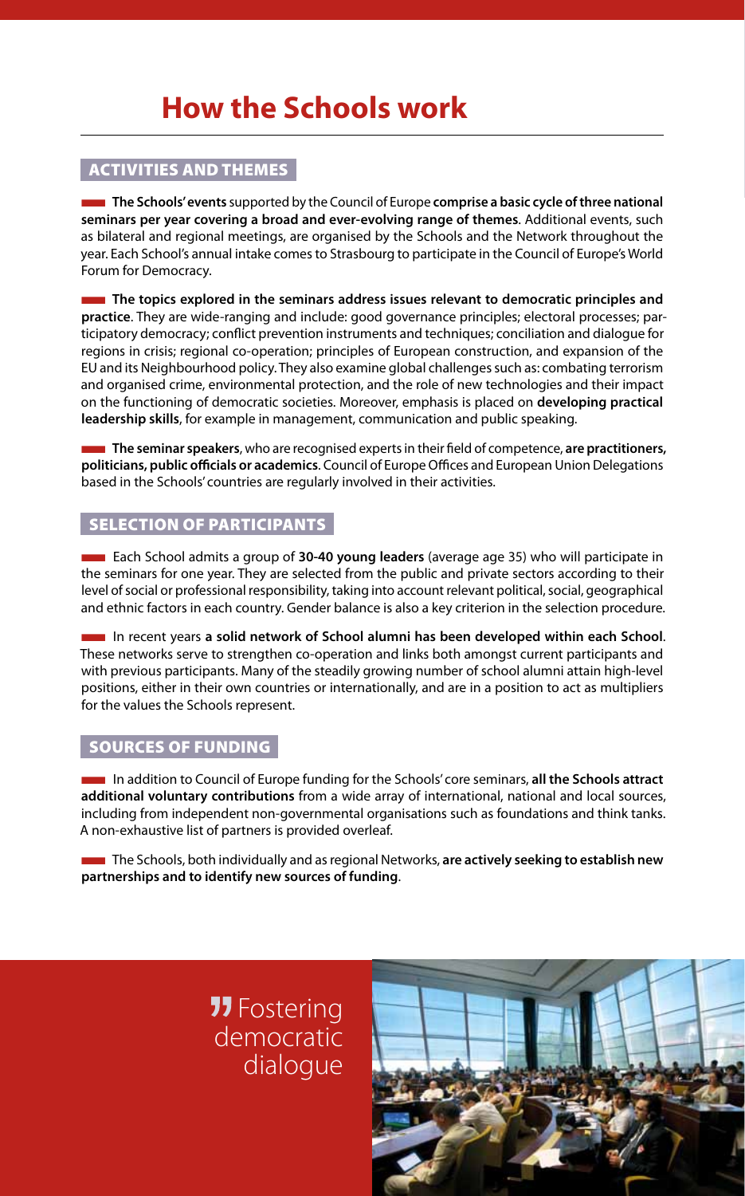# How the Schools work

## ACTIVITIES AND THEMES

**The Schools' events** supported by the Council of Europe **comprise a basic cycle of three national seminars per year covering a broad and ever-evolving range of themes**. Additional events, such as bilateral and regional meetings, are organised by the Schools and the Network throughout the year. Each School's annual intake comes to Strasbourg to participate in the Council of Europe's World Forum for Democracy.

**The topics explored in the seminars address issues relevant to democratic principles and practice**. They are wide-ranging and include: good governance principles; electoral processes; participatory democracy; conflict prevention instruments and techniques; conciliation and dialogue for regions in crisis; regional co-operation; principles of European construction, and expansion of the EU and its Neighbourhood policy. They also examine global challenges such as: combating terrorism and organised crime, environmental protection, and the role of new technologies and their impact on the functioning of democratic societies. Moreover, emphasis is placed on **developing practical leadership skills**, for example in management, communication and public speaking.

**The seminar speakers**, who are recognised experts in their field of competence, **are practitioners, politicians, public officials or academics**. Council of Europe Offices and European Union Delegations based in the Schools' countries are regularly involved in their activities.

## SELECTION OF PARTICIPANTS

Each School admits a group of **30-40 young leaders** (average age 35) who will participate in the seminars for one year. They are selected from the public and private sectors according to their level of social or professional responsibility, taking into account relevant political, social, geographical and ethnic factors in each country. Gender balance is also a key criterion in the selection procedure.

In recent years **a solid network of School alumni has been developed within each School**. These networks serve to strengthen co-operation and links both amongst current participants and with previous participants. Many of the steadily growing number of school alumni attain high-level positions, either in their own countries or internationally, and are in a position to act as multipliers for the values the Schools represent.

## SOURCES OF FUNDING

In addition to Council of Europe funding for the Schools' core seminars, **all the Schools attract additional voluntary contributions** from a wide array of international, national and local sources, including from independent non-governmental organisations such as foundations and think tanks. A non-exhaustive list of partners is provided overleaf.

The Schools, both individually and as regional Networks, **are actively seeking to establish new partnerships and to identify new sources of funding**.

" Fostering democratic dialogue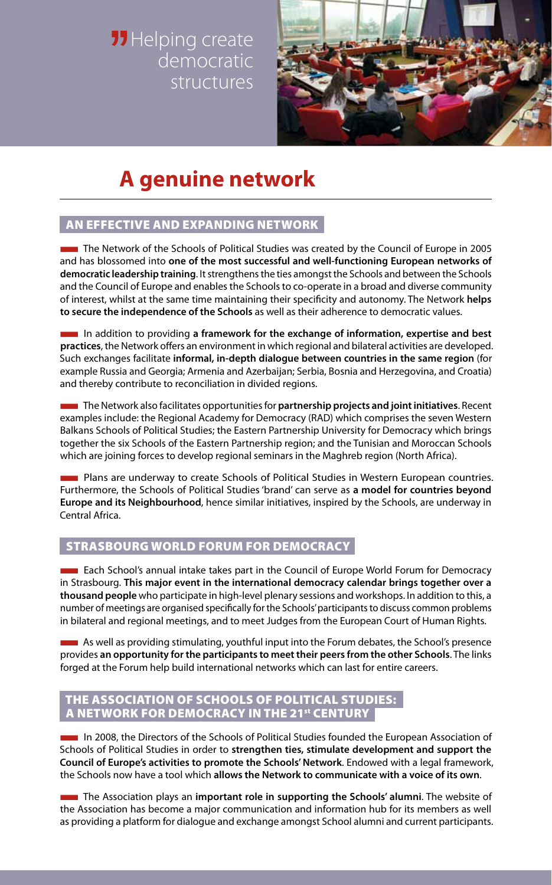"Helping create democratic structures

# A genuine network

## AN EFFECTIVE AND EXPANDING NETWORK

The Network of the Schools of Political Studies was created by the Council of Europe in 2005 and has blossomed into **one of the most successful and well-functioning European networks of democratic leadership training**. It strengthens the ties amongst the Schools and between the Schools and the Council of Europe and enables the Schools to co-operate in a broad and diverse community of interest, whilst at the same time maintaining their specificity and autonomy. The Network **helps to secure the independence of the Schools** as well as their adherence to democratic values.

In addition to providing **a framework for the exchange of information, expertise and best practices**, the Network offers an environment in which regional and bilateral activities are developed. Such exchanges facilitate **informal, in-depth dialogue between countries in the same region** (for example Russia and Georgia; Armenia and Azerbaijan; Serbia, Bosnia and Herzegovina, and Croatia) and thereby contribute to reconciliation in divided regions.

The Network also facilitates opportunities for **partnership projects and joint initiatives**. Recent examples include: the Regional Academy for Democracy (RAD) which comprises the seven Western Balkans Schools of Political Studies; the Eastern Partnership University for Democracy which brings together the six Schools of the Eastern Partnership region; and the Tunisian and Moroccan Schools which are joining forces to develop regional seminars in the Maghreb region (North Africa).

Plans are underway to create Schools of Political Studies in Western European countries. Furthermore, the Schools of Political Studies 'brand' can serve as **a model for countries beyond Europe and its Neighbourhood**, hence similar initiatives, inspired by the Schools, are underway in Central Africa.

## STRASBOURG WORLD FORUM FOR DEMOCRACY

Each School's annual intake takes part in the Council of Europe World Forum for Democracy in Strasbourg. **This major event in the international democracy calendar brings together over a thousand people** who participate in high-level plenary sessions and workshops. In addition to this, a number of meetings are organised specifically for the Schools' participants to discuss common problems in bilateral and regional meetings, and to meet Judges from the European Court of Human Rights.

As well as providing stimulating, youthful input into the Forum debates, the School's presence provides **an opportunity for the participants to meet their peers from the other Schools**. The links forged at the Forum help build international networks which can last for entire careers.

## THE ASSOCIATION OF SCHOOLS OF POLITICAL STUDIES: A NETWORK FOR DEMOCRACY IN THE 21st CENTURY

In 2008, the Directors of the Schools of Political Studies founded the European Association of Schools of Political Studies in order to **strengthen ties, stimulate development and support the Council of Europe's activities to promote the Schools' Network**. Endowed with a legal framework, the Schools now have a tool which **allows the Network to communicate with a voice of its own**.

The Association plays an **important role in supporting the Schools' alumni**. The website of the Association has become a major communication and information hub for its members as well as providing a platform for dialogue and exchange amongst School alumni and current participants.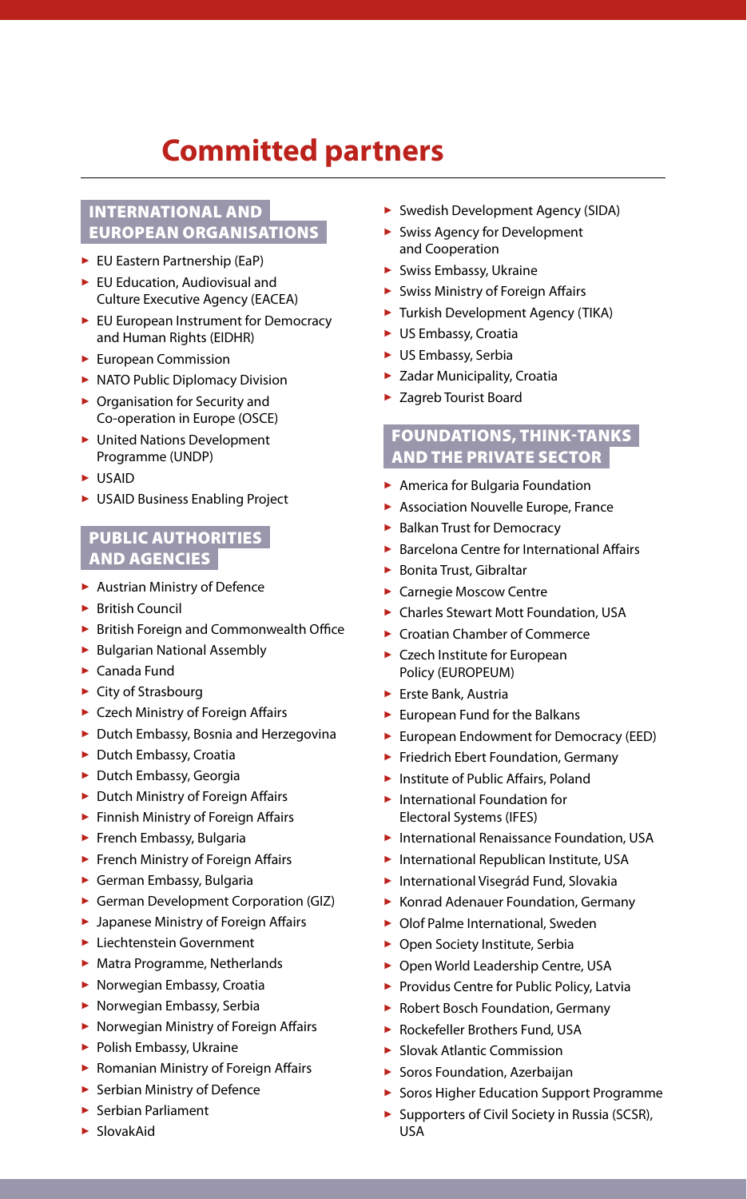# Committed partners

## INTERNATIONAL AND EUROPEAN ORGANISATIONS

- EU Eastern Partnership (EaP)
- EU Education, Audiovisual and Culture Executive Agency (EACEA)
- EU European Instrument for Democracy and Human Rights (EIDHR)
- European Commission
- NATO Public Diplomacy Division
- Organisation for Security and Co-operation in Europe (OSCE)
- United Nations Development Programme (UNDP)
- USAID
- USAID Business Enabling Project

## PUBLIC AUTHORITIES AND AGENCIES

- Austrian Ministry of Defence
- British Council
- British Foreign and Commonwealth Office
- Bulgarian National Assembly
- Canada Fund
- City of Strasbourg
- Czech Ministry of Foreign Affairs
- Dutch Embassy, Bosnia and Herzegovina
- Dutch Embassy, Croatia
- Dutch Embassy, Georgia
- Dutch Ministry of Foreign Affairs
- Finnish Ministry of Foreign Affairs
- French Embassy, Bulgaria
- French Ministry of Foreign Affairs
- German Embassy, Bulgaria
- German Development Corporation (GIZ)
- Japanese Ministry of Foreign Affairs
- Liechtenstein Government
- Matra Programme, Netherlands
- Norwegian Embassy, Croatia
- Norwegian Embassy, Serbia
- Norwegian Ministry of Foreign Affairs
- Polish Embassy, Ukraine
- Romanian Ministry of Foreign Affairs
- Serbian Ministry of Defence
- Serbian Parliament
- SlovakAid
- Swedish Development Agency (SIDA)
- Swiss Agency for Development and Cooperation
- Swiss Embassy, Ukraine
- Swiss Ministry of Foreign Affairs
- Turkish Development Agency (TIKA)
- US Embassy, Croatia
- US Embassy, Serbia
- Zadar Municipality, Croatia
- Zagreb Tourist Board

## FOUNDATIONS, THINK-TANKS AND THE PRIVATE SECTOR

- America for Bulgaria Foundation
- Association Nouvelle Europe, France
- Balkan Trust for Democracy
- Barcelona Centre for International Affairs
- Bonita Trust, Gibraltar
- Carnegie Moscow Centre
- Charles Stewart Mott Foundation, USA
- Croatian Chamber of Commerce
- Czech Institute for European Policy (EUROPEUM)
- Erste Bank, Austria
- European Fund for the Balkans
- European Endowment for Democracy (EED)
- Friedrich Ebert Foundation, Germany
- Institute of Public Affairs, Poland
- International Foundation for Electoral Systems (IFES)
- International Renaissance Foundation, USA
- International Republican Institute, USA
- International Visegrád Fund, Slovakia
- Konrad Adenauer Foundation, Germany
- Olof Palme International, Sweden
- Open Society Institute, Serbia
- Open World Leadership Centre, USA
- Providus Centre for Public Policy, Latvia
- Robert Bosch Foundation, Germany
- Rockefeller Brothers Fund, USA
- Slovak Atlantic Commission
- Soros Foundation, Azerbaijan
- Soros Higher Education Support Programme
- Supporters of Civil Society in Russia (SCSR), USA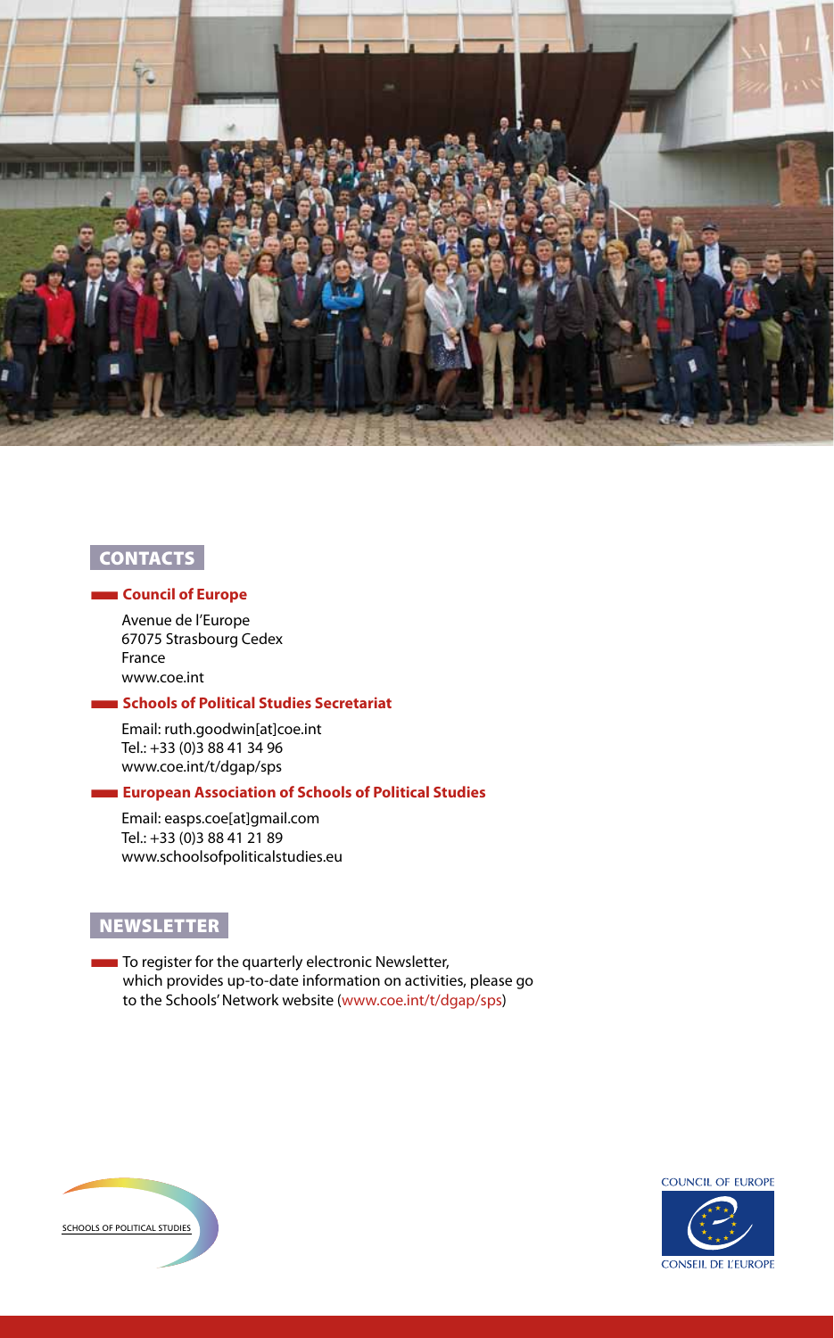## CONTACTS

### Council of Europe

Avenue de l'Europe
67075 Strasbourg Cedex
France
www.coe.int

### Schools of Political Studies Secretariat

Email: ruth.goodwin[at]coe.int
Tel.: +33 (0)3 88 41 34 96
www.coe.int/t/dgap/sps

### European Association of Schools of Political Studies

Email: easps.coe[at]gmail.com
Tel.: +33 (0)3 88 41 21 89
www.schoolsofpoliticalstudies.eu

## NEWSLETTER

- To register for the quarterly electronic Newsletter, which provides up-to-date information on activities, please go to the Schools' Network website (www.coe.int/t/dgap/sps)

SCHOOLS OF POLITICAL STUDIES

COUNCIL OF EUROPE

CONSEIL DE L'EUROPE